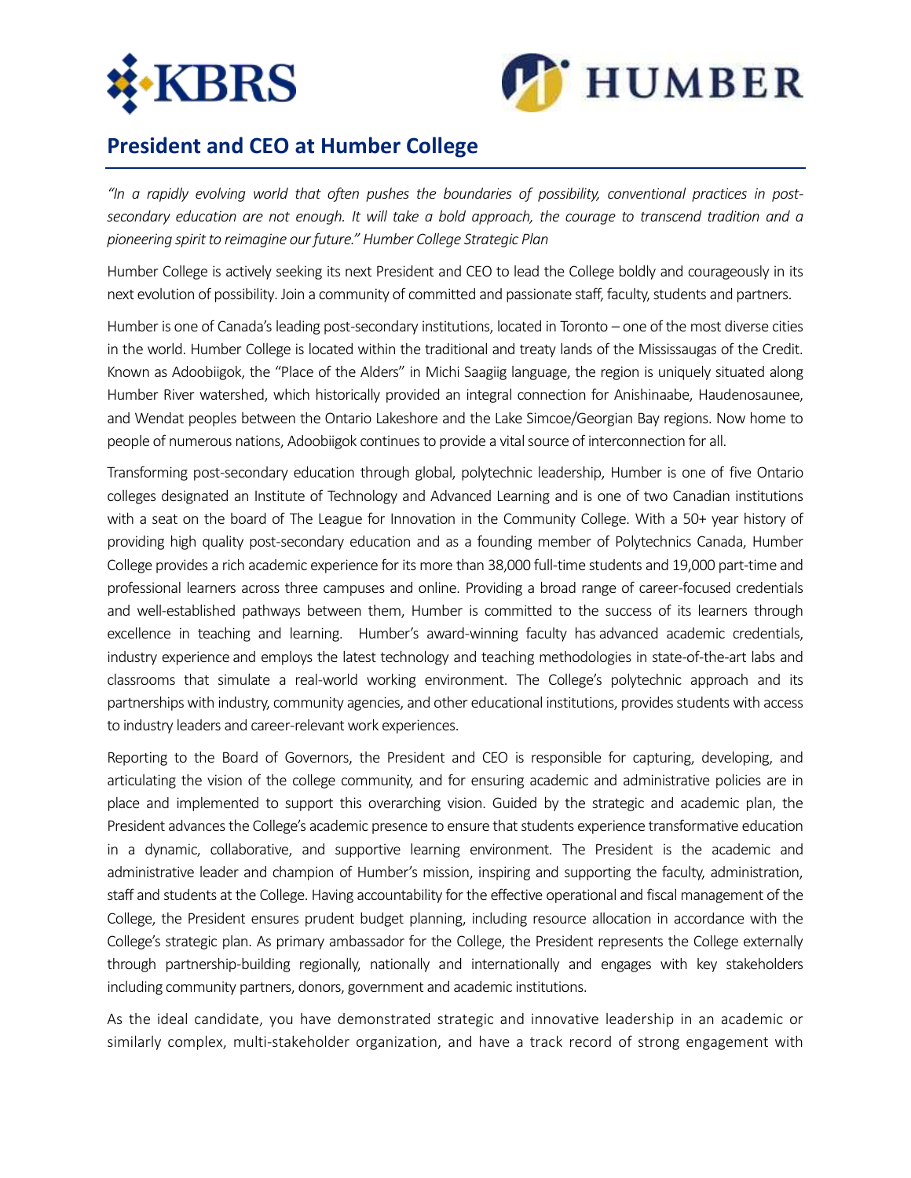## President and CEO at Humber College

*"In a rapidly evolving world that often pushes the boundaries of possibility, conventional practices in post-secondary education are not enough. It will take a bold approach, the courage to transcend tradition and a pioneering spirit to reimagine our future." Humber College Strategic Plan*

Humber College is actively seeking its next President and CEO to lead the College boldly and courageously in its next evolution of possibility. Join a community of committed and passionate staff, faculty, students and partners.

Humber is one of Canada's leading post-secondary institutions, located in Toronto – one of the most diverse cities in the world. Humber College is located within the traditional and treaty lands of the Mississaugas of the Credit. Known as Adoobiigok, the "Place of the Alders" in Michi Saagiig language, the region is uniquely situated along Humber River watershed, which historically provided an integral connection for Anishinaabe, Haudenosaunee, and Wendat peoples between the Ontario Lakeshore and the Lake Simcoe/Georgian Bay regions. Now home to people of numerous nations, Adoobiigok continues to provide a vital source of interconnection for all.

Transforming post-secondary education through global, polytechnic leadership, Humber is one of five Ontario colleges designated an Institute of Technology and Advanced Learning and is one of two Canadian institutions with a seat on the board of The League for Innovation in the Community College. With a 50+ year history of providing high quality post-secondary education and as a founding member of Polytechnics Canada, Humber College provides a rich academic experience for its more than 38,000 full-time students and 19,000 part-time and professional learners across three campuses and online. Providing a broad range of career-focused credentials and well-established pathways between them, Humber is committed to the success of its learners through excellence in teaching and learning. Humber's award-winning faculty has advanced academic credentials, industry experience and employs the latest technology and teaching methodologies in state-of-the-art labs and classrooms that simulate a real-world working environment. The College's polytechnic approach and its partnerships with industry, community agencies, and other educational institutions, provides students with access to industry leaders and career-relevant work experiences.

Reporting to the Board of Governors, the President and CEO is responsible for capturing, developing, and articulating the vision of the college community, and for ensuring academic and administrative policies are in place and implemented to support this overarching vision. Guided by the strategic and academic plan, the President advances the College's academic presence to ensure that students experience transformative education in a dynamic, collaborative, and supportive learning environment. The President is the academic and administrative leader and champion of Humber's mission, inspiring and supporting the faculty, administration, staff and students at the College. Having accountability for the effective operational and fiscal management of the College, the President ensures prudent budget planning, including resource allocation in accordance with the College's strategic plan. As primary ambassador for the College, the President represents the College externally through partnership-building regionally, nationally and internationally and engages with key stakeholders including community partners, donors, government and academic institutions.

As the ideal candidate, you have demonstrated strategic and innovative leadership in an academic or similarly complex, multi-stakeholder organization, and have a track record of strong engagement with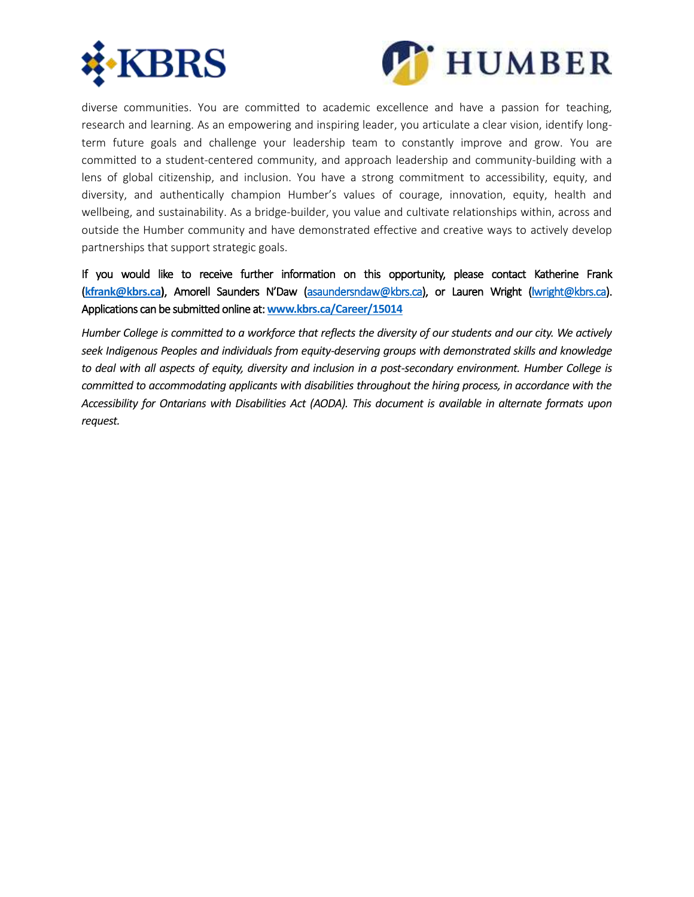diverse communities. You are committed to academic excellence and have a passion for teaching, research and learning. As an empowering and inspiring leader, you articulate a clear vision, identify long-term future goals and challenge your leadership team to constantly improve and grow. You are committed to a student-centered community, and approach leadership and community-building with a lens of global citizenship, and inclusion. You have a strong commitment to accessibility, equity, and diversity, and authentically champion Humber's values of courage, innovation, equity, health and wellbeing, and sustainability. As a bridge-builder, you value and cultivate relationships within, across and outside the Humber community and have demonstrated effective and creative ways to actively develop partnerships that support strategic goals.

If you would like to receive further information on this opportunity, please contact Katherine Frank (**kfrank@kbrs.ca**), Amorell Saunders N'Daw (asaundersndaw@kbrs.ca), or Lauren Wright (lwright@kbrs.ca). Applications can be submitted online at: **www.kbrs.ca/Career/15014**

*Humber College is committed to a workforce that reflects the diversity of our students and our city. We actively seek Indigenous Peoples and individuals from equity-deserving groups with demonstrated skills and knowledge to deal with all aspects of equity, diversity and inclusion in a post-secondary environment. Humber College is committed to accommodating applicants with disabilities throughout the hiring process, in accordance with the Accessibility for Ontarians with Disabilities Act (AODA). This document is available in alternate formats upon request.*